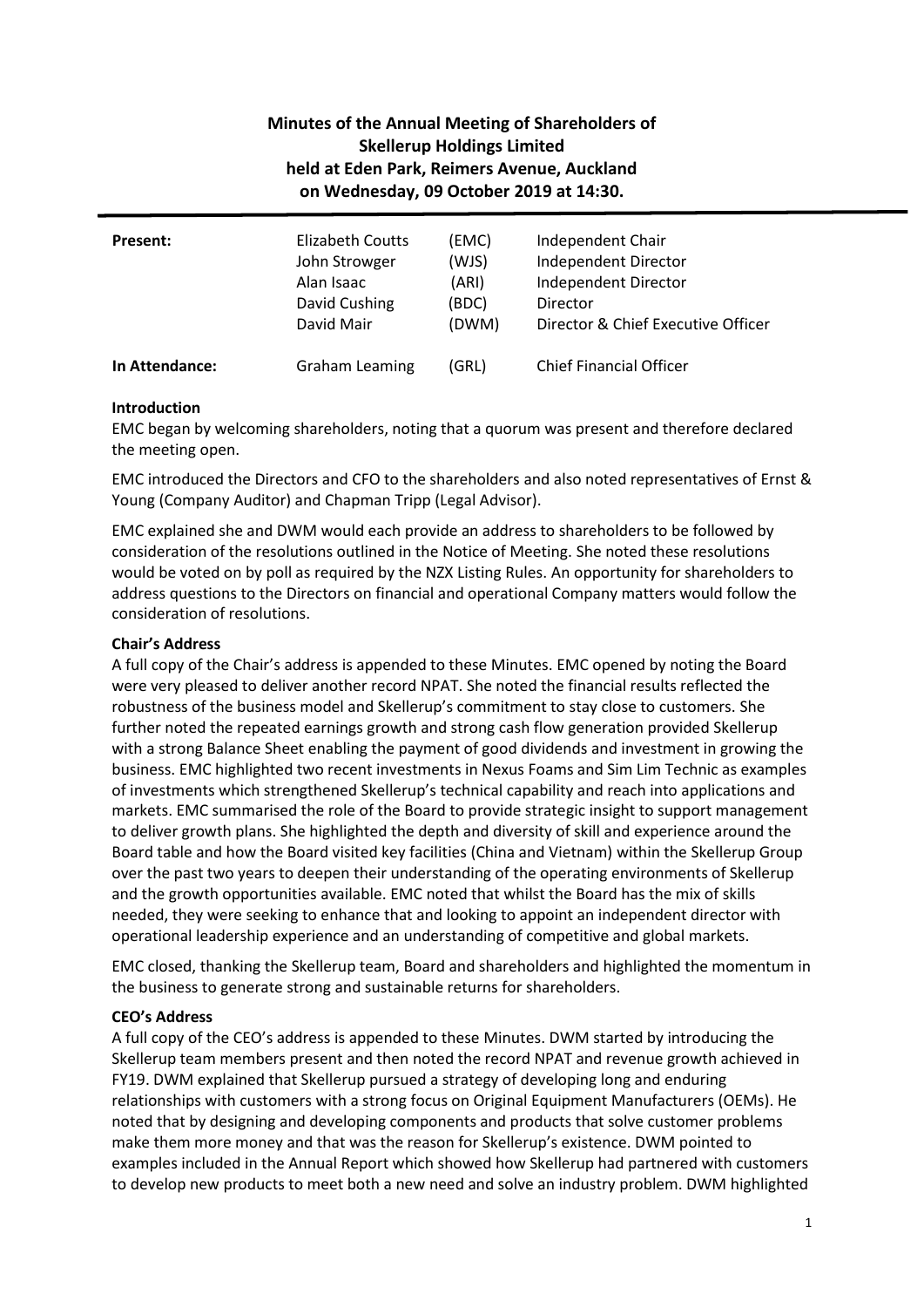# Minutes of the Annual Meeting of Shareholders of Skellerup Holdings Limited held at Eden Park, Reimers Avenue, Auckland on Wednesday, 09 October 2019 at 14:30.

| | | | |
|---|---|---|---|
| **Present:** | Elizabeth Coutts | (EMC) | Independent Chair |
| | John Strowger | (WJS) | Independent Director |
| | Alan Isaac | (ARI) | Independent Director |
| | David Cushing | (BDC) | Director |
| | David Mair | (DWM) | Director & Chief Executive Officer |
| **In Attendance:** | Graham Leaming | (GRL) | Chief Financial Officer |

**Introduction**

EMC began by welcoming shareholders, noting that a quorum was present and therefore declared the meeting open.

EMC introduced the Directors and CFO to the shareholders and also noted representatives of Ernst & Young (Company Auditor) and Chapman Tripp (Legal Advisor).

EMC explained she and DWM would each provide an address to shareholders to be followed by consideration of the resolutions outlined in the Notice of Meeting. She noted these resolutions would be voted on by poll as required by the NZX Listing Rules. An opportunity for shareholders to address questions to the Directors on financial and operational Company matters would follow the consideration of resolutions.

**Chair's Address**

A full copy of the Chair's address is appended to these Minutes. EMC opened by noting the Board were very pleased to deliver another record NPAT. She noted the financial results reflected the robustness of the business model and Skellerup's commitment to stay close to customers. She further noted the repeated earnings growth and strong cash flow generation provided Skellerup with a strong Balance Sheet enabling the payment of good dividends and investment in growing the business. EMC highlighted two recent investments in Nexus Foams and Sim Lim Technic as examples of investments which strengthened Skellerup's technical capability and reach into applications and markets. EMC summarised the role of the Board to provide strategic insight to support management to deliver growth plans. She highlighted the depth and diversity of skill and experience around the Board table and how the Board visited key facilities (China and Vietnam) within the Skellerup Group over the past two years to deepen their understanding of the operating environments of Skellerup and the growth opportunities available. EMC noted that whilst the Board has the mix of skills needed, they were seeking to enhance that and looking to appoint an independent director with operational leadership experience and an understanding of competitive and global markets.

EMC closed, thanking the Skellerup team, Board and shareholders and highlighted the momentum in the business to generate strong and sustainable returns for shareholders.

**CEO's Address**

A full copy of the CEO's address is appended to these Minutes. DWM started by introducing the Skellerup team members present and then noted the record NPAT and revenue growth achieved in FY19. DWM explained that Skellerup pursued a strategy of developing long and enduring relationships with customers with a strong focus on Original Equipment Manufacturers (OEMs). He noted that by designing and developing components and products that solve customer problems make them more money and that was the reason for Skellerup's existence. DWM pointed to examples included in the Annual Report which showed how Skellerup had partnered with customers to develop new products to meet both a new need and solve an industry problem. DWM highlighted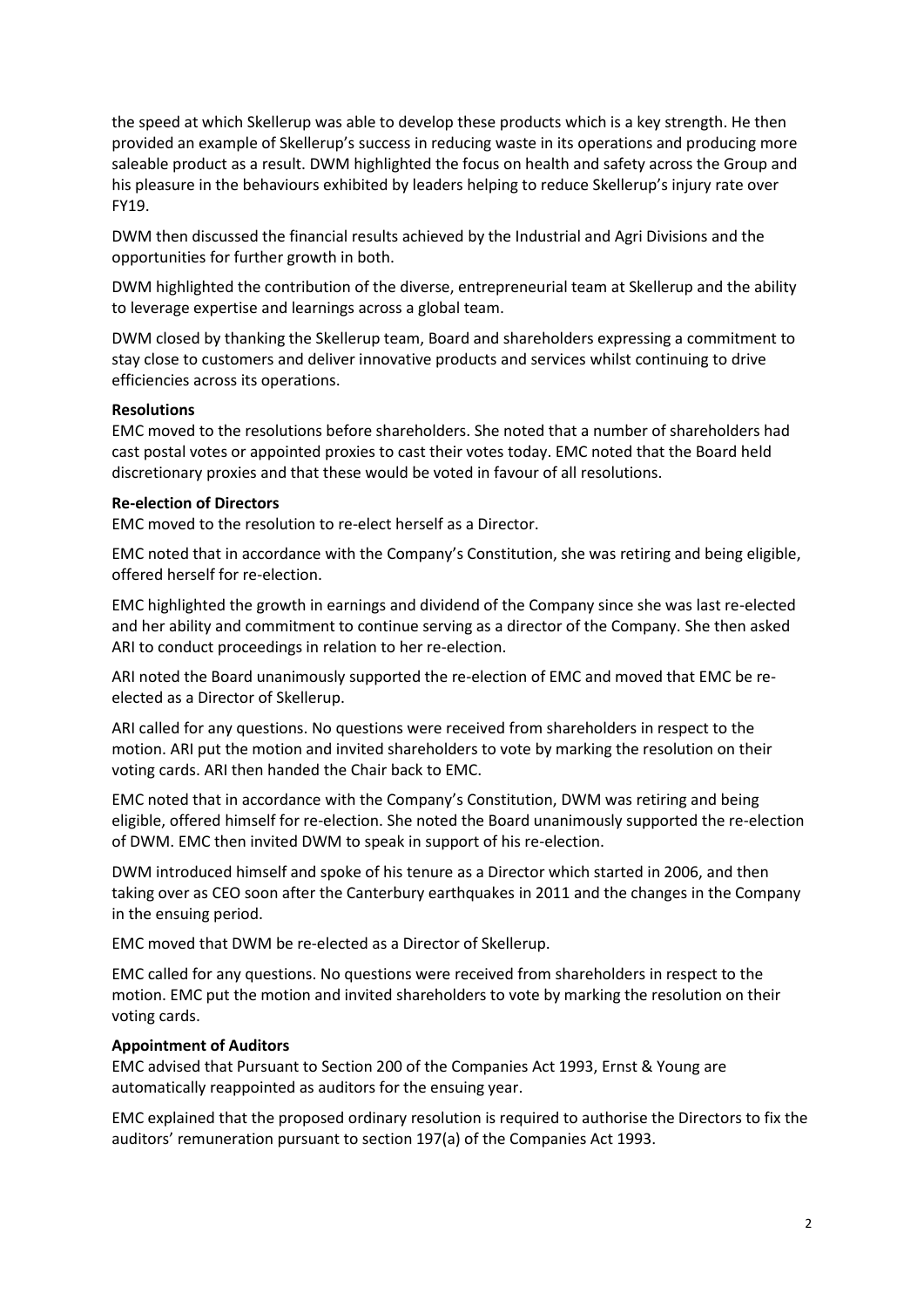the speed at which Skellerup was able to develop these products which is a key strength. He then provided an example of Skellerup's success in reducing waste in its operations and producing more saleable product as a result. DWM highlighted the focus on health and safety across the Group and his pleasure in the behaviours exhibited by leaders helping to reduce Skellerup's injury rate over FY19.

DWM then discussed the financial results achieved by the Industrial and Agri Divisions and the opportunities for further growth in both.

DWM highlighted the contribution of the diverse, entrepreneurial team at Skellerup and the ability to leverage expertise and learnings across a global team.

DWM closed by thanking the Skellerup team, Board and shareholders expressing a commitment to stay close to customers and deliver innovative products and services whilst continuing to drive efficiencies across its operations.

**Resolutions**

EMC moved to the resolutions before shareholders. She noted that a number of shareholders had cast postal votes or appointed proxies to cast their votes today. EMC noted that the Board held discretionary proxies and that these would be voted in favour of all resolutions.

**Re-election of Directors**

EMC moved to the resolution to re-elect herself as a Director.

EMC noted that in accordance with the Company's Constitution, she was retiring and being eligible, offered herself for re-election.

EMC highlighted the growth in earnings and dividend of the Company since she was last re-elected and her ability and commitment to continue serving as a director of the Company. She then asked ARI to conduct proceedings in relation to her re-election.

ARI noted the Board unanimously supported the re-election of EMC and moved that EMC be re-elected as a Director of Skellerup.

ARI called for any questions. No questions were received from shareholders in respect to the motion. ARI put the motion and invited shareholders to vote by marking the resolution on their voting cards. ARI then handed the Chair back to EMC.

EMC noted that in accordance with the Company's Constitution, DWM was retiring and being eligible, offered himself for re-election. She noted the Board unanimously supported the re-election of DWM. EMC then invited DWM to speak in support of his re-election.

DWM introduced himself and spoke of his tenure as a Director which started in 2006, and then taking over as CEO soon after the Canterbury earthquakes in 2011 and the changes in the Company in the ensuing period.

EMC moved that DWM be re-elected as a Director of Skellerup.

EMC called for any questions. No questions were received from shareholders in respect to the motion. EMC put the motion and invited shareholders to vote by marking the resolution on their voting cards.

**Appointment of Auditors**

EMC advised that Pursuant to Section 200 of the Companies Act 1993, Ernst & Young are automatically reappointed as auditors for the ensuing year.

EMC explained that the proposed ordinary resolution is required to authorise the Directors to fix the auditors' remuneration pursuant to section 197(a) of the Companies Act 1993.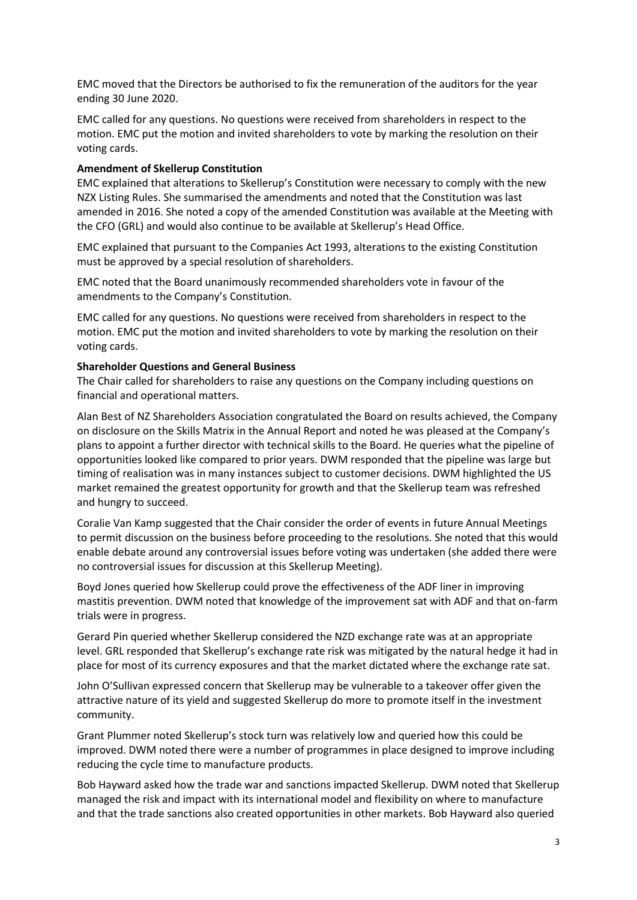EMC moved that the Directors be authorised to fix the remuneration of the auditors for the year ending 30 June 2020.

EMC called for any questions. No questions were received from shareholders in respect to the motion. EMC put the motion and invited shareholders to vote by marking the resolution on their voting cards.

**Amendment of Skellerup Constitution**

EMC explained that alterations to Skellerup's Constitution were necessary to comply with the new NZX Listing Rules. She summarised the amendments and noted that the Constitution was last amended in 2016. She noted a copy of the amended Constitution was available at the Meeting with the CFO (GRL) and would also continue to be available at Skellerup's Head Office.

EMC explained that pursuant to the Companies Act 1993, alterations to the existing Constitution must be approved by a special resolution of shareholders.

EMC noted that the Board unanimously recommended shareholders vote in favour of the amendments to the Company's Constitution.

EMC called for any questions. No questions were received from shareholders in respect to the motion. EMC put the motion and invited shareholders to vote by marking the resolution on their voting cards.

**Shareholder Questions and General Business**

The Chair called for shareholders to raise any questions on the Company including questions on financial and operational matters.

Alan Best of NZ Shareholders Association congratulated the Board on results achieved, the Company on disclosure on the Skills Matrix in the Annual Report and noted he was pleased at the Company's plans to appoint a further director with technical skills to the Board. He queries what the pipeline of opportunities looked like compared to prior years. DWM responded that the pipeline was large but timing of realisation was in many instances subject to customer decisions. DWM highlighted the US market remained the greatest opportunity for growth and that the Skellerup team was refreshed and hungry to succeed.

Coralie Van Kamp suggested that the Chair consider the order of events in future Annual Meetings to permit discussion on the business before proceeding to the resolutions. She noted that this would enable debate around any controversial issues before voting was undertaken (she added there were no controversial issues for discussion at this Skellerup Meeting).

Boyd Jones queried how Skellerup could prove the effectiveness of the ADF liner in improving mastitis prevention. DWM noted that knowledge of the improvement sat with ADF and that on-farm trials were in progress.

Gerard Pin queried whether Skellerup considered the NZD exchange rate was at an appropriate level. GRL responded that Skellerup's exchange rate risk was mitigated by the natural hedge it had in place for most of its currency exposures and that the market dictated where the exchange rate sat.

John O'Sullivan expressed concern that Skellerup may be vulnerable to a takeover offer given the attractive nature of its yield and suggested Skellerup do more to promote itself in the investment community.

Grant Plummer noted Skellerup's stock turn was relatively low and queried how this could be improved. DWM noted there were a number of programmes in place designed to improve including reducing the cycle time to manufacture products.

Bob Hayward asked how the trade war and sanctions impacted Skellerup. DWM noted that Skellerup managed the risk and impact with its international model and flexibility on where to manufacture and that the trade sanctions also created opportunities in other markets. Bob Hayward also queried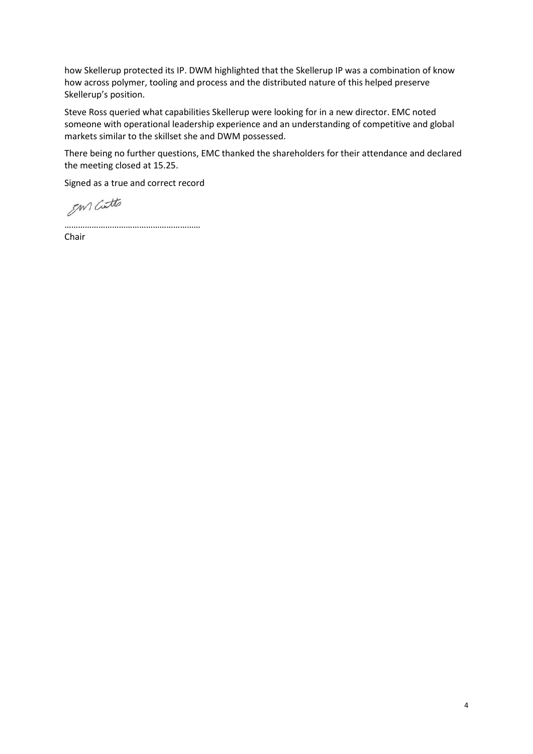how Skellerup protected its IP. DWM highlighted that the Skellerup IP was a combination of know how across polymer, tooling and process and the distributed nature of this helped preserve Skellerup's position.

Steve Ross queried what capabilities Skellerup were looking for in a new director. EMC noted someone with operational leadership experience and an understanding of competitive and global markets similar to the skillset she and DWM possessed.

There being no further questions, EMC thanked the shareholders for their attendance and declared the meeting closed at 15.25.

Signed as a true and correct record

EM Coutts

……………………………………………………
Chair